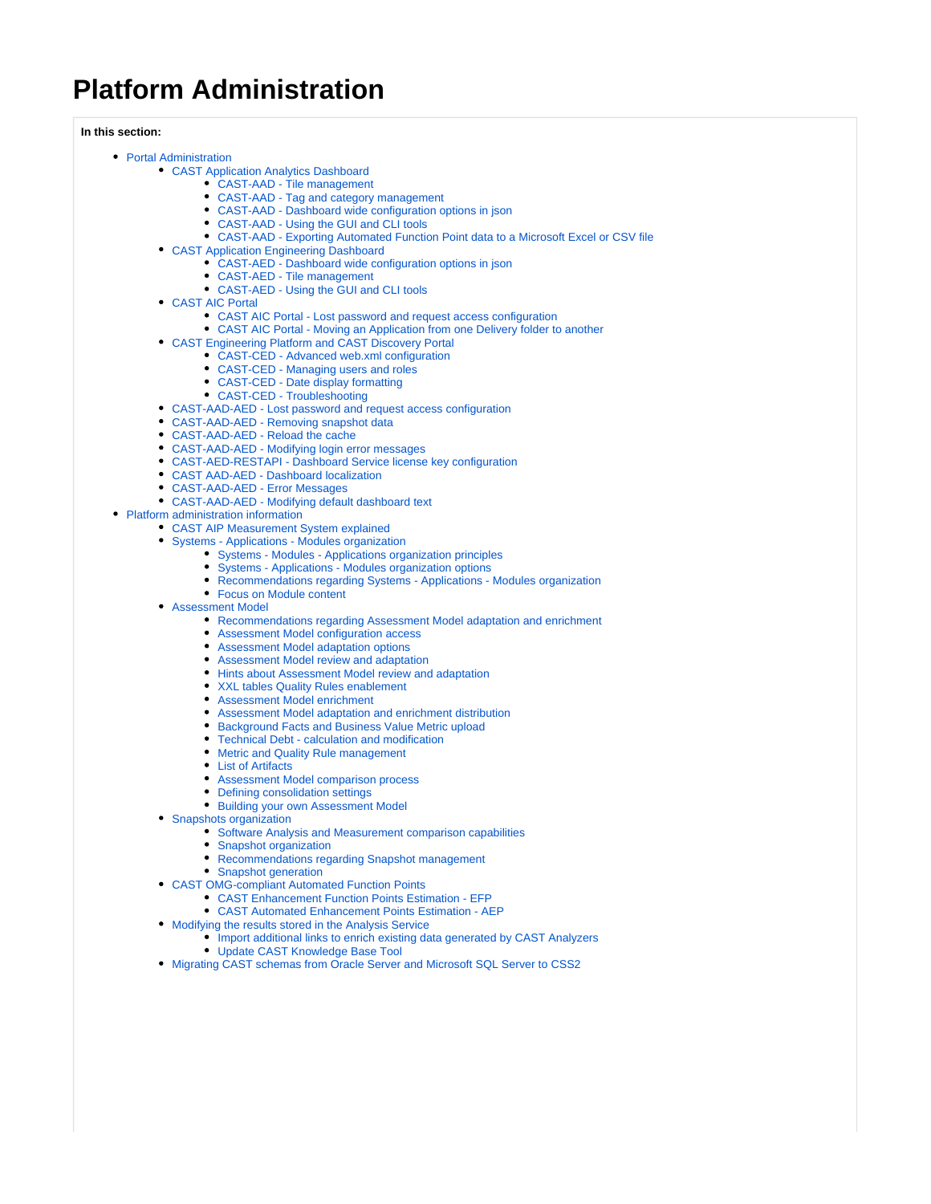# Platform Administration

**In this section:**

- Portal Administration
  - CAST Application Analytics Dashboard
    - CAST-AAD - Tile management
    - CAST-AAD - Tag and category management
    - CAST-AAD - Dashboard wide configuration options in json
    - CAST-AAD - Using the GUI and CLI tools
    - CAST-AAD - Exporting Automated Function Point data to a Microsoft Excel or CSV file
  - CAST Application Engineering Dashboard
    - CAST-AED - Dashboard wide configuration options in json
    - CAST-AED - Tile management
    - CAST-AED - Using the GUI and CLI tools
  - CAST AIC Portal
    - CAST AIC Portal - Lost password and request access configuration
    - CAST AIC Portal - Moving an Application from one Delivery folder to another
  - CAST Engineering Platform and CAST Discovery Portal
    - CAST-CED - Advanced web.xml configuration
    - CAST-CED - Managing users and roles
    - CAST-CED - Date display formatting
    - CAST-CED - Troubleshooting
  - CAST-AAD-AED - Lost password and request access configuration
  - CAST-AAD-AED - Removing snapshot data
  - CAST-AAD-AED - Reload the cache
  - CAST-AAD-AED - Modifying login error messages
  - CAST-AED-RESTAPI - Dashboard Service license key configuration
  - CAST AAD-AED - Dashboard localization
  - CAST-AAD-AED - Error Messages
  - CAST-AAD-AED - Modifying default dashboard text
- Platform administration information
  - CAST AIP Measurement System explained
  - Systems - Applications - Modules organization
    - Systems - Modules - Applications organization principles
    - Systems - Applications - Modules organization options
    - Recommendations regarding Systems - Applications - Modules organization
    - Focus on Module content
  - Assessment Model
    - Recommendations regarding Assessment Model adaptation and enrichment
    - Assessment Model configuration access
    - Assessment Model adaptation options
    - Assessment Model review and adaptation
    - Hints about Assessment Model review and adaptation
    - XXL tables Quality Rules enablement
    - Assessment Model enrichment
    - Assessment Model adaptation and enrichment distribution
    - Background Facts and Business Value Metric upload
    - Technical Debt - calculation and modification
    - Metric and Quality Rule management
    - List of Artifacts
    - Assessment Model comparison process
    - Defining consolidation settings
    - Building your own Assessment Model
  - Snapshots organization
    - Software Analysis and Measurement comparison capabilities
    - Snapshot organization
    - Recommendations regarding Snapshot management
    - Snapshot generation
  - CAST OMG-compliant Automated Function Points
    - CAST Enhancement Function Points Estimation - EFP
    - CAST Automated Enhancement Points Estimation - AEP
  - Modifying the results stored in the Analysis Service
    - Import additional links to enrich existing data generated by CAST Analyzers
    - Update CAST Knowledge Base Tool
  - Migrating CAST schemas from Oracle Server and Microsoft SQL Server to CSS2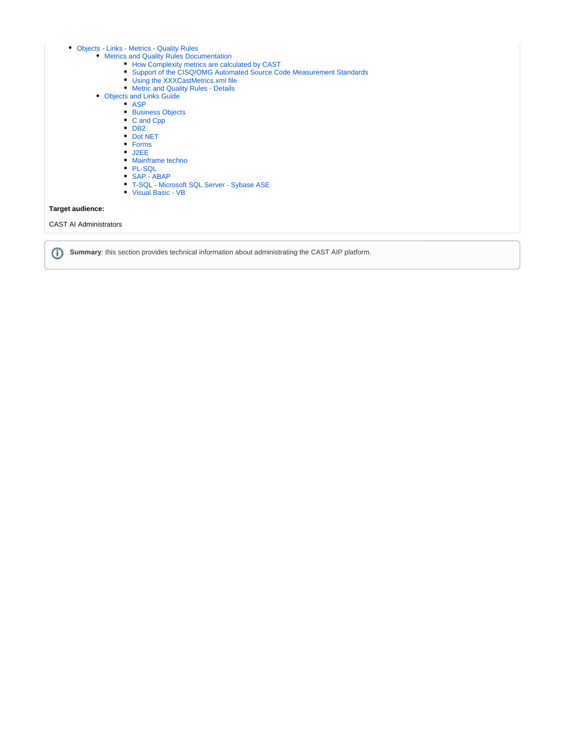- Objects - Links - Metrics - Quality Rules
  - Metrics and Quality Rules Documentation
    - How Complexity metrics are calculated by CAST
    - Support of the CISQ/OMG Automated Source Code Measurement Standards
    - Using the XXXCastMetrics.xml file
    - Metric and Quality Rules - Details
  - Objects and Links Guide
    - ASP
    - Business Objects
    - C and Cpp
    - DB2
    - Dot NET
    - Forms
    - J2EE
    - Mainframe techno
    - PL-SQL
    - SAP - ABAP
    - T-SQL - Microsoft SQL Server - Sybase ASE
    - Visual Basic - VB

**Target audience:**

CAST AI Administrators

**Summary**: this section provides technical information about administrating the CAST AIP platform.